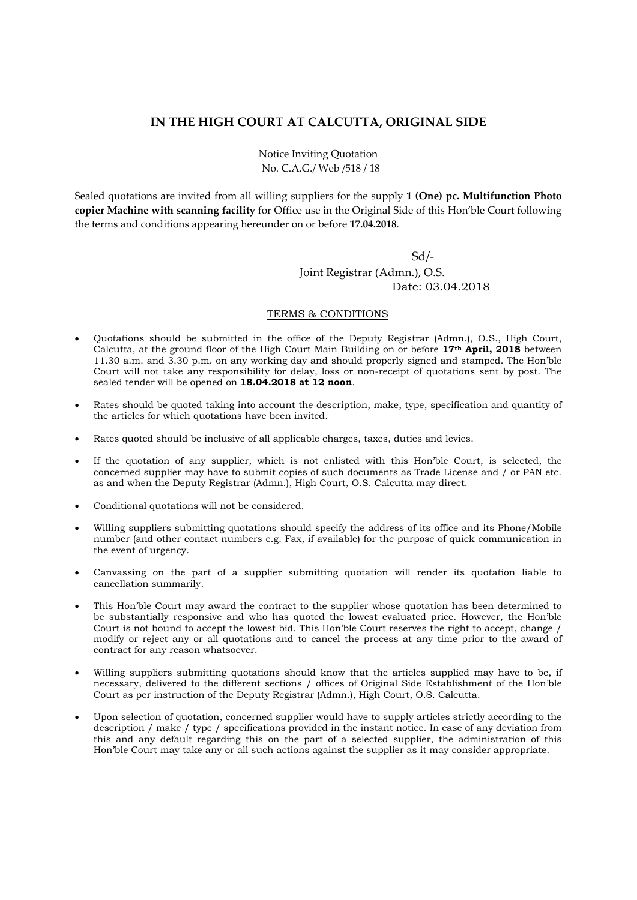# IN THE HIGH COURT AT CALCUTTA, ORIGINAL SIDE

Notice Inviting Quotation
No. C.A.G./ Web /518 / 18

Sealed quotations are invited from all willing suppliers for the supply **1 (One) pc. Multifunction Photo copier Machine with scanning facility** for Office use in the Original Side of this Hon'ble Court following the terms and conditions appearing hereunder on or before **17.04.2018**.

Sd/-
Joint Registrar (Admn.), O.S.
Date: 03.04.2018

## TERMS & CONDITIONS

- Quotations should be submitted in the office of the Deputy Registrar (Admn.), O.S., High Court, Calcutta, at the ground floor of the High Court Main Building on or before **17th April, 2018** between 11.30 a.m. and 3.30 p.m. on any working day and should properly signed and stamped. The Hon'ble Court will not take any responsibility for delay, loss or non-receipt of quotations sent by post. The sealed tender will be opened on **18.04.2018 at 12 noon**.
- Rates should be quoted taking into account the description, make, type, specification and quantity of the articles for which quotations have been invited.
- Rates quoted should be inclusive of all applicable charges, taxes, duties and levies.
- If the quotation of any supplier, which is not enlisted with this Hon'ble Court, is selected, the concerned supplier may have to submit copies of such documents as Trade License and / or PAN etc. as and when the Deputy Registrar (Admn.), High Court, O.S. Calcutta may direct.
- Conditional quotations will not be considered.
- Willing suppliers submitting quotations should specify the address of its office and its Phone/Mobile number (and other contact numbers e.g. Fax, if available) for the purpose of quick communication in the event of urgency.
- Canvassing on the part of a supplier submitting quotation will render its quotation liable to cancellation summarily.
- This Hon'ble Court may award the contract to the supplier whose quotation has been determined to be substantially responsive and who has quoted the lowest evaluated price. However, the Hon'ble Court is not bound to accept the lowest bid. This Hon'ble Court reserves the right to accept, change / modify or reject any or all quotations and to cancel the process at any time prior to the award of contract for any reason whatsoever.
- Willing suppliers submitting quotations should know that the articles supplied may have to be, if necessary, delivered to the different sections / offices of Original Side Establishment of the Hon'ble Court as per instruction of the Deputy Registrar (Admn.), High Court, O.S. Calcutta.
- Upon selection of quotation, concerned supplier would have to supply articles strictly according to the description / make / type / specifications provided in the instant notice. In case of any deviation from this and any default regarding this on the part of a selected supplier, the administration of this Hon'ble Court may take any or all such actions against the supplier as it may consider appropriate.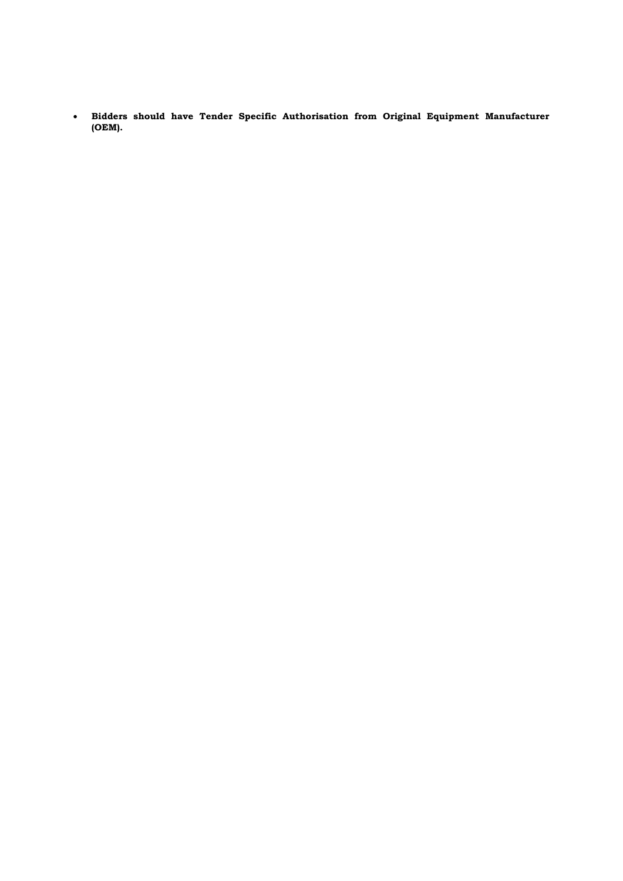- **Bidders should have Tender Specific Authorisation from Original Equipment Manufacturer (OEM).**